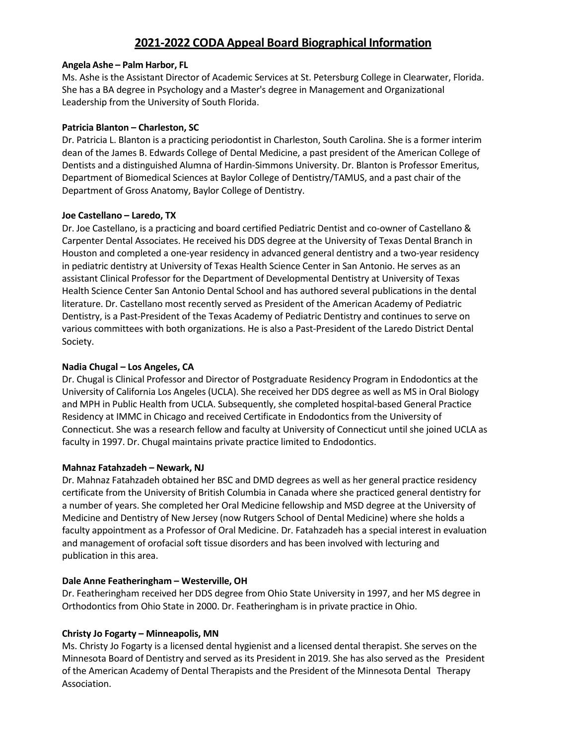# 2021-2022 CODA Appeal Board Biographical Information

**Angela Ashe – Palm Harbor, FL**

Ms. Ashe is the Assistant Director of Academic Services at St. Petersburg College in Clearwater, Florida. She has a BA degree in Psychology and a Master's degree in Management and Organizational Leadership from the University of South Florida.

**Patricia Blanton – Charleston, SC**

Dr. Patricia L. Blanton is a practicing periodontist in Charleston, South Carolina. She is a former interim dean of the James B. Edwards College of Dental Medicine, a past president of the American College of Dentists and a distinguished Alumna of Hardin-Simmons University. Dr. Blanton is Professor Emeritus, Department of Biomedical Sciences at Baylor College of Dentistry/TAMUS, and a past chair of the Department of Gross Anatomy, Baylor College of Dentistry.

**Joe Castellano – Laredo, TX**

Dr. Joe Castellano, is a practicing and board certified Pediatric Dentist and co-owner of Castellano & Carpenter Dental Associates. He received his DDS degree at the University of Texas Dental Branch in Houston and completed a one-year residency in advanced general dentistry and a two-year residency in pediatric dentistry at University of Texas Health Science Center in San Antonio. He serves as an assistant Clinical Professor for the Department of Developmental Dentistry at University of Texas Health Science Center San Antonio Dental School and has authored several publications in the dental literature. Dr. Castellano most recently served as President of the American Academy of Pediatric Dentistry, is a Past-President of the Texas Academy of Pediatric Dentistry and continues to serve on various committees with both organizations. He is also a Past-President of the Laredo District Dental Society.

**Nadia Chugal – Los Angeles, CA**

Dr. Chugal is Clinical Professor and Director of Postgraduate Residency Program in Endodontics at the University of California Los Angeles (UCLA). She received her DDS degree as well as MS in Oral Biology and MPH in Public Health from UCLA. Subsequently, she completed hospital-based General Practice Residency at IMMC in Chicago and received Certificate in Endodontics from the University of Connecticut. She was a research fellow and faculty at University of Connecticut until she joined UCLA as faculty in 1997. Dr. Chugal maintains private practice limited to Endodontics.

**Mahnaz Fatahzadeh – Newark, NJ**

Dr. Mahnaz Fatahzadeh obtained her BSC and DMD degrees as well as her general practice residency certificate from the University of British Columbia in Canada where she practiced general dentistry for a number of years. She completed her Oral Medicine fellowship and MSD degree at the University of Medicine and Dentistry of New Jersey (now Rutgers School of Dental Medicine) where she holds a faculty appointment as a Professor of Oral Medicine. Dr. Fatahzadeh has a special interest in evaluation and management of orofacial soft tissue disorders and has been involved with lecturing and publication in this area.

**Dale Anne Featheringham – Westerville, OH**

Dr. Featheringham received her DDS degree from Ohio State University in 1997, and her MS degree in Orthodontics from Ohio State in 2000. Dr. Featheringham is in private practice in Ohio.

**Christy Jo Fogarty – Minneapolis, MN**

Ms. Christy Jo Fogarty is a licensed dental hygienist and a licensed dental therapist. She serves on the Minnesota Board of Dentistry and served as its President in 2019. She has also served as the President of the American Academy of Dental Therapists and the President of the Minnesota Dental Therapy Association.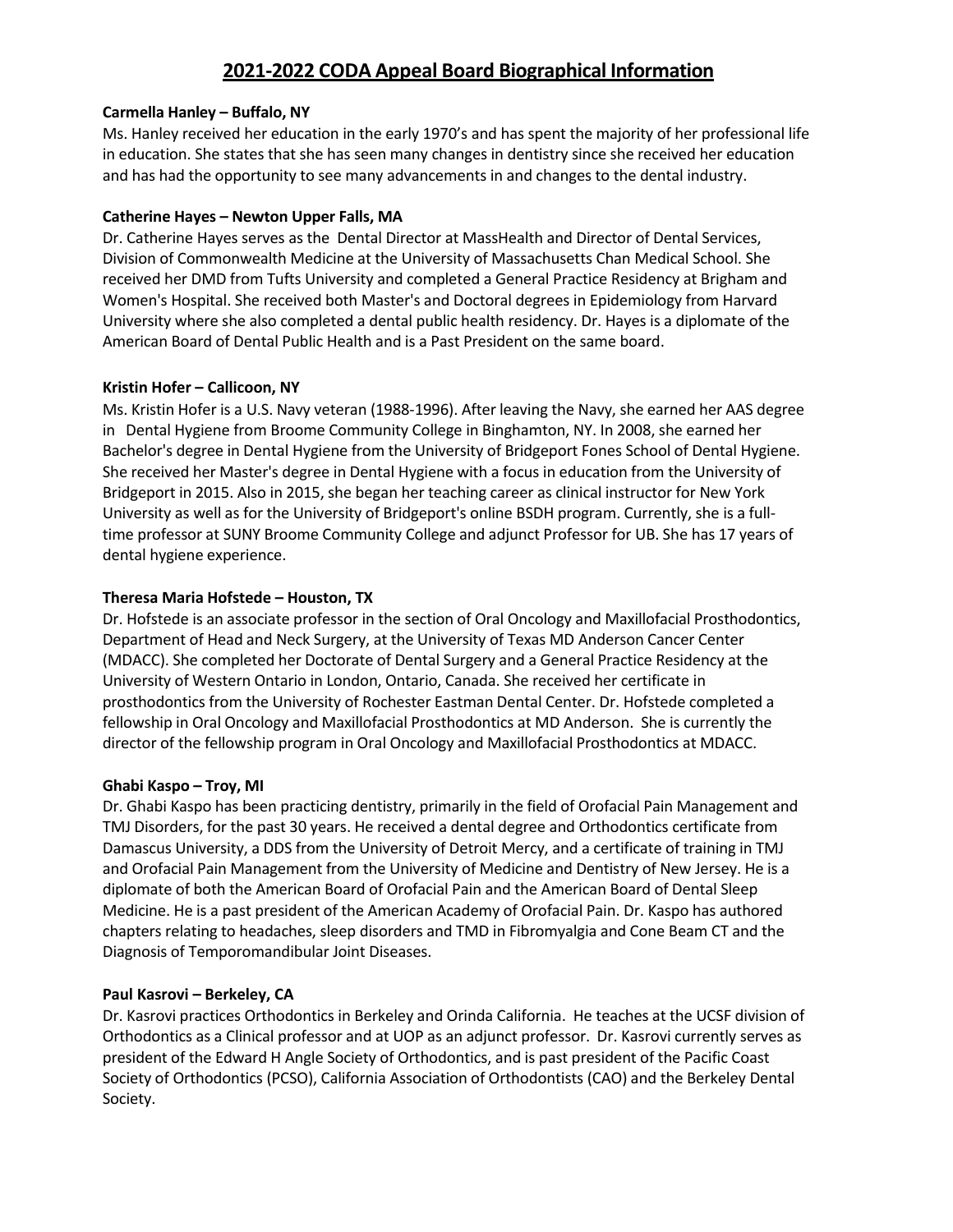# 2021-2022 CODA Appeal Board Biographical Information

**Carmella Hanley – Buffalo, NY**
Ms. Hanley received her education in the early 1970's and has spent the majority of her professional life in education. She states that she has seen many changes in dentistry since she received her education and has had the opportunity to see many advancements in and changes to the dental industry.

**Catherine Hayes – Newton Upper Falls, MA**
Dr. Catherine Hayes serves as the Dental Director at MassHealth and Director of Dental Services, Division of Commonwealth Medicine at the University of Massachusetts Chan Medical School. She received her DMD from Tufts University and completed a General Practice Residency at Brigham and Women's Hospital. She received both Master's and Doctoral degrees in Epidemiology from Harvard University where she also completed a dental public health residency. Dr. Hayes is a diplomate of the American Board of Dental Public Health and is a Past President on the same board.

**Kristin Hofer – Callicoon, NY**
Ms. Kristin Hofer is a U.S. Navy veteran (1988-1996). After leaving the Navy, she earned her AAS degree in Dental Hygiene from Broome Community College in Binghamton, NY. In 2008, she earned her Bachelor's degree in Dental Hygiene from the University of Bridgeport Fones School of Dental Hygiene. She received her Master's degree in Dental Hygiene with a focus in education from the University of Bridgeport in 2015. Also in 2015, she began her teaching career as clinical instructor for New York University as well as for the University of Bridgeport's online BSDH program. Currently, she is a full-time professor at SUNY Broome Community College and adjunct Professor for UB. She has 17 years of dental hygiene experience.

**Theresa Maria Hofstede – Houston, TX**
Dr. Hofstede is an associate professor in the section of Oral Oncology and Maxillofacial Prosthodontics, Department of Head and Neck Surgery, at the University of Texas MD Anderson Cancer Center (MDACC). She completed her Doctorate of Dental Surgery and a General Practice Residency at the University of Western Ontario in London, Ontario, Canada. She received her certificate in prosthodontics from the University of Rochester Eastman Dental Center. Dr. Hofstede completed a fellowship in Oral Oncology and Maxillofacial Prosthodontics at MD Anderson. She is currently the director of the fellowship program in Oral Oncology and Maxillofacial Prosthodontics at MDACC.

**Ghabi Kaspo – Troy, MI**
Dr. Ghabi Kaspo has been practicing dentistry, primarily in the field of Orofacial Pain Management and TMJ Disorders, for the past 30 years. He received a dental degree and Orthodontics certificate from Damascus University, a DDS from the University of Detroit Mercy, and a certificate of training in TMJ and Orofacial Pain Management from the University of Medicine and Dentistry of New Jersey. He is a diplomate of both the American Board of Orofacial Pain and the American Board of Dental Sleep Medicine. He is a past president of the American Academy of Orofacial Pain. Dr. Kaspo has authored chapters relating to headaches, sleep disorders and TMD in Fibromyalgia and Cone Beam CT and the Diagnosis of Temporomandibular Joint Diseases.

**Paul Kasrovi – Berkeley, CA**
Dr. Kasrovi practices Orthodontics in Berkeley and Orinda California. He teaches at the UCSF division of Orthodontics as a Clinical professor and at UOP as an adjunct professor. Dr. Kasrovi currently serves as president of the Edward H Angle Society of Orthodontics, and is past president of the Pacific Coast Society of Orthodontics (PCSO), California Association of Orthodontists (CAO) and the Berkeley Dental Society.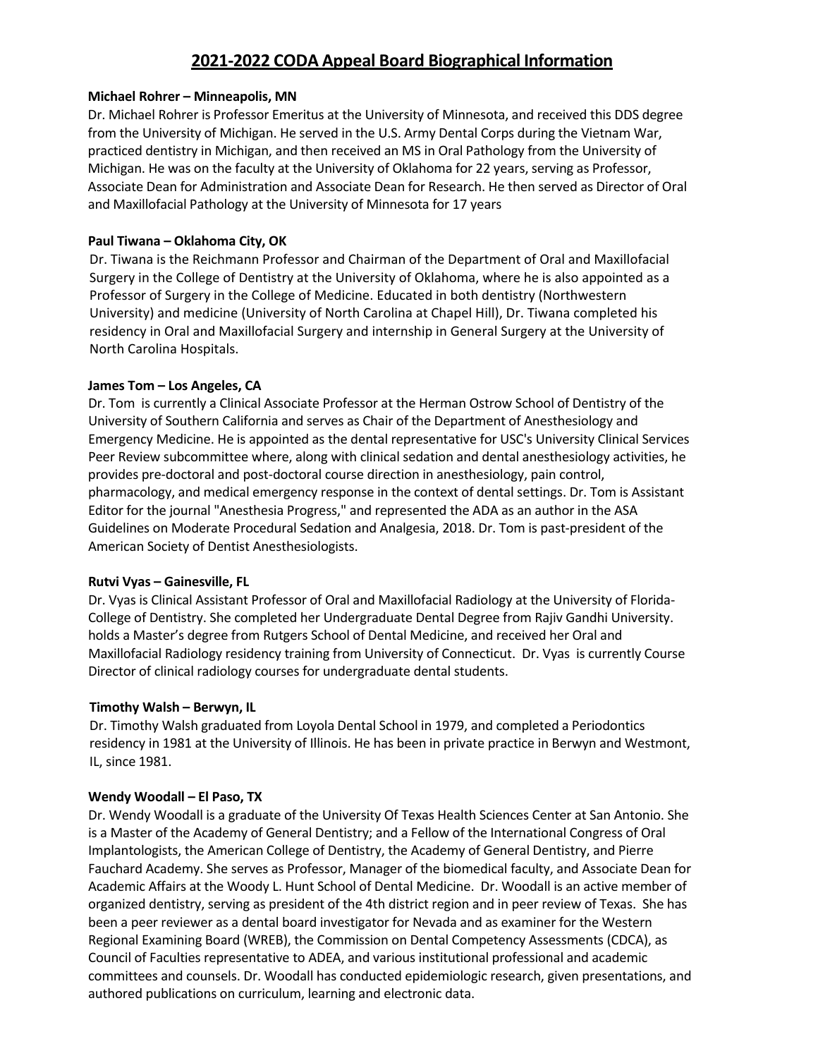# 2021-2022 CODA Appeal Board Biographical Information

**Michael Rohrer – Minneapolis, MN**

Dr. Michael Rohrer is Professor Emeritus at the University of Minnesota, and received this DDS degree from the University of Michigan. He served in the U.S. Army Dental Corps during the Vietnam War, practiced dentistry in Michigan, and then received an MS in Oral Pathology from the University of Michigan. He was on the faculty at the University of Oklahoma for 22 years, serving as Professor, Associate Dean for Administration and Associate Dean for Research. He then served as Director of Oral and Maxillofacial Pathology at the University of Minnesota for 17 years

**Paul Tiwana – Oklahoma City, OK**

Dr. Tiwana is the Reichmann Professor and Chairman of the Department of Oral and Maxillofacial Surgery in the College of Dentistry at the University of Oklahoma, where he is also appointed as a Professor of Surgery in the College of Medicine. Educated in both dentistry (Northwestern University) and medicine (University of North Carolina at Chapel Hill), Dr. Tiwana completed his residency in Oral and Maxillofacial Surgery and internship in General Surgery at the University of North Carolina Hospitals.

**James Tom – Los Angeles, CA**

Dr. Tom is currently a Clinical Associate Professor at the Herman Ostrow School of Dentistry of the University of Southern California and serves as Chair of the Department of Anesthesiology and Emergency Medicine. He is appointed as the dental representative for USC's University Clinical Services Peer Review subcommittee where, along with clinical sedation and dental anesthesiology activities, he provides pre-doctoral and post-doctoral course direction in anesthesiology, pain control, pharmacology, and medical emergency response in the context of dental settings. Dr. Tom is Assistant Editor for the journal "Anesthesia Progress," and represented the ADA as an author in the ASA Guidelines on Moderate Procedural Sedation and Analgesia, 2018. Dr. Tom is past-president of the American Society of Dentist Anesthesiologists.

**Rutvi Vyas – Gainesville, FL**

Dr. Vyas is Clinical Assistant Professor of Oral and Maxillofacial Radiology at the University of Florida-College of Dentistry. She completed her Undergraduate Dental Degree from Rajiv Gandhi University. holds a Master's degree from Rutgers School of Dental Medicine, and received her Oral and Maxillofacial Radiology residency training from University of Connecticut. Dr. Vyas is currently Course Director of clinical radiology courses for undergraduate dental students.

**Timothy Walsh – Berwyn, IL**

Dr. Timothy Walsh graduated from Loyola Dental School in 1979, and completed a Periodontics residency in 1981 at the University of Illinois. He has been in private practice in Berwyn and Westmont, IL, since 1981.

**Wendy Woodall – El Paso, TX**

Dr. Wendy Woodall is a graduate of the University Of Texas Health Sciences Center at San Antonio. She is a Master of the Academy of General Dentistry; and a Fellow of the International Congress of Oral Implantologists, the American College of Dentistry, the Academy of General Dentistry, and Pierre Fauchard Academy. She serves as Professor, Manager of the biomedical faculty, and Associate Dean for Academic Affairs at the Woody L. Hunt School of Dental Medicine. Dr. Woodall is an active member of organized dentistry, serving as president of the 4th district region and in peer review of Texas. She has been a peer reviewer as a dental board investigator for Nevada and as examiner for the Western Regional Examining Board (WREB), the Commission on Dental Competency Assessments (CDCA), as Council of Faculties representative to ADEA, and various institutional professional and academic committees and counsels. Dr. Woodall has conducted epidemiologic research, given presentations, and authored publications on curriculum, learning and electronic data.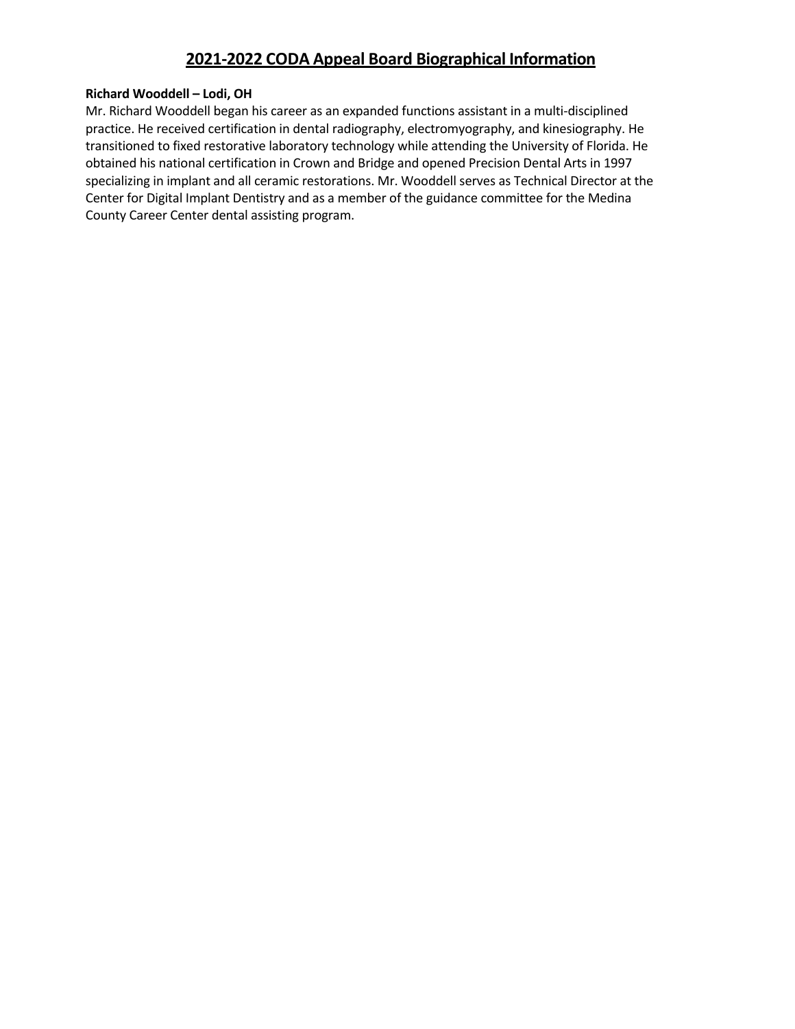# 2021-2022 CODA Appeal Board Biographical Information

**Richard Wooddell – Lodi, OH**

Mr. Richard Wooddell began his career as an expanded functions assistant in a multi-disciplined practice. He received certification in dental radiography, electromyography, and kinesiography. He transitioned to fixed restorative laboratory technology while attending the University of Florida. He obtained his national certification in Crown and Bridge and opened Precision Dental Arts in 1997 specializing in implant and all ceramic restorations. Mr. Wooddell serves as Technical Director at the Center for Digital Implant Dentistry and as a member of the guidance committee for the Medina County Career Center dental assisting program.